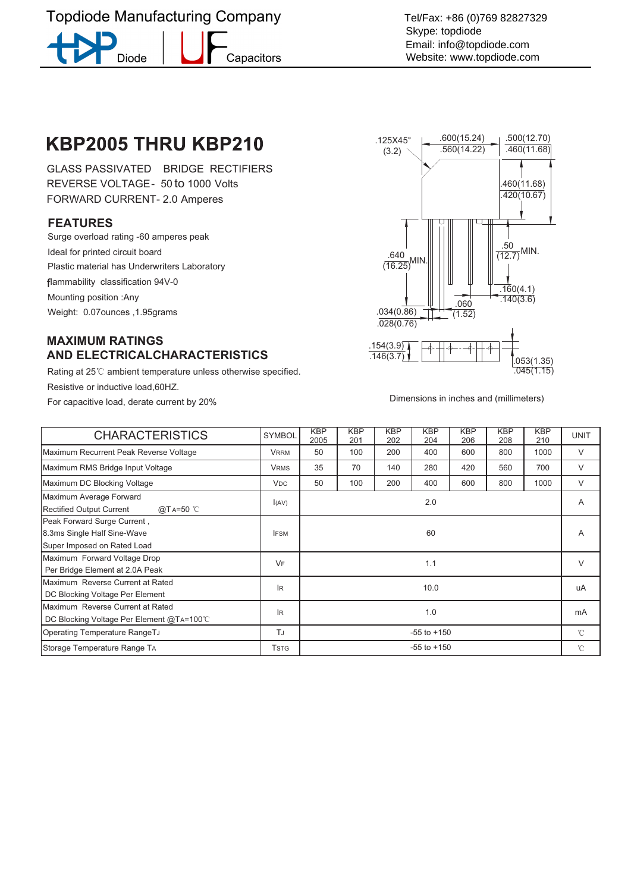Topdiode Manufacturing Company

Diode | Capacitors

Tel/Fax: +86 (0)769 82827329
Skype: topdiode
Email: info@topdiode.com
Website: www.topdiode.com

# KBP2005 THRU KBP210

GLASS PASSIVATED BRIDGE RECTIFIERS
REVERSE VOLTAGE - 50 to 1000 Volts
FORWARD CURRENT - 2.0 Amperes

## FEATURES

Surge overload rating -60 amperes peak
Ideal for printed circuit board
Plastic material has Underwriters Laboratory flammability classification 94V-0
Mounting position :Any
Weight: 0.07ounces ,1.95grams

.125X45° (3.2)
.600(15.24) .560(14.22)
.500(12.70) .460(11.68)
.460(11.68) .420(10.67)
.640 (16.25) MIN.
.50 (12.7) MIN.
.160(4.1) .140(3.6)
.060 (1.52)
.034(0.86) .028(0.76)
.154(3.9) .146(3.7)
.053(1.35) .045(1.15)

Dimensions in inches and (millimeters)

## MAXIMUM RATINGS AND ELECTRICALCHARACTERISTICS

Rating at 25℃ ambient temperature unless otherwise specified.
Resistive or inductive load,60HZ.
For capacitive load, derate current by 20%

| CHARACTERISTICS | SYMBOL | KBP 2005 | KBP 201 | KBP 202 | KBP 204 | KBP 206 | KBP 208 | KBP 210 | UNIT |
|---|---|---|---|---|---|---|---|---|---|
| Maximum Recurrent Peak Reverse Voltage | $V_{RRM}$ | 50 | 100 | 200 | 400 | 600 | 800 | 1000 | V |
| Maximum RMS Bridge Input Voltage | $V_{RMS}$ | 35 | 70 | 140 | 280 | 420 | 560 | 700 | V |
| Maximum DC Blocking Voltage | $V_{DC}$ | 50 | 100 | 200 | 400 | 600 | 800 | 1000 | V |
| Maximum Average Forward Rectified Output Current @$T_A$=50 ℃ | $I_{(AV)}$ | 2.0 | | | | | | | A |
| Peak Forward Surge Current , 8.3ms Single Half Sine-Wave Super Imposed on Rated Load | $I_{FSM}$ | 60 | | | | | | | A |
| Maximum Forward Voltage Drop Per Bridge Element at 2.0A Peak | $V_F$ | 1.1 | | | | | | | V |
| Maximum Reverse Current at Rated DC Blocking Voltage Per Element | $I_R$ | 10.0 | | | | | | | uA |
| Maximum Reverse Current at Rated DC Blocking Voltage Per Element @$T_A$=100℃ | $I_R$ | 1.0 | | | | | | | mA |
| Operating Temperature Range $T_J$ | $T_J$ | -55 to +150 | | | | | | | ℃ |
| Storage Temperature Range $T_A$ | $T_{STG}$ | -55 to +150 | | | | | | | ℃ |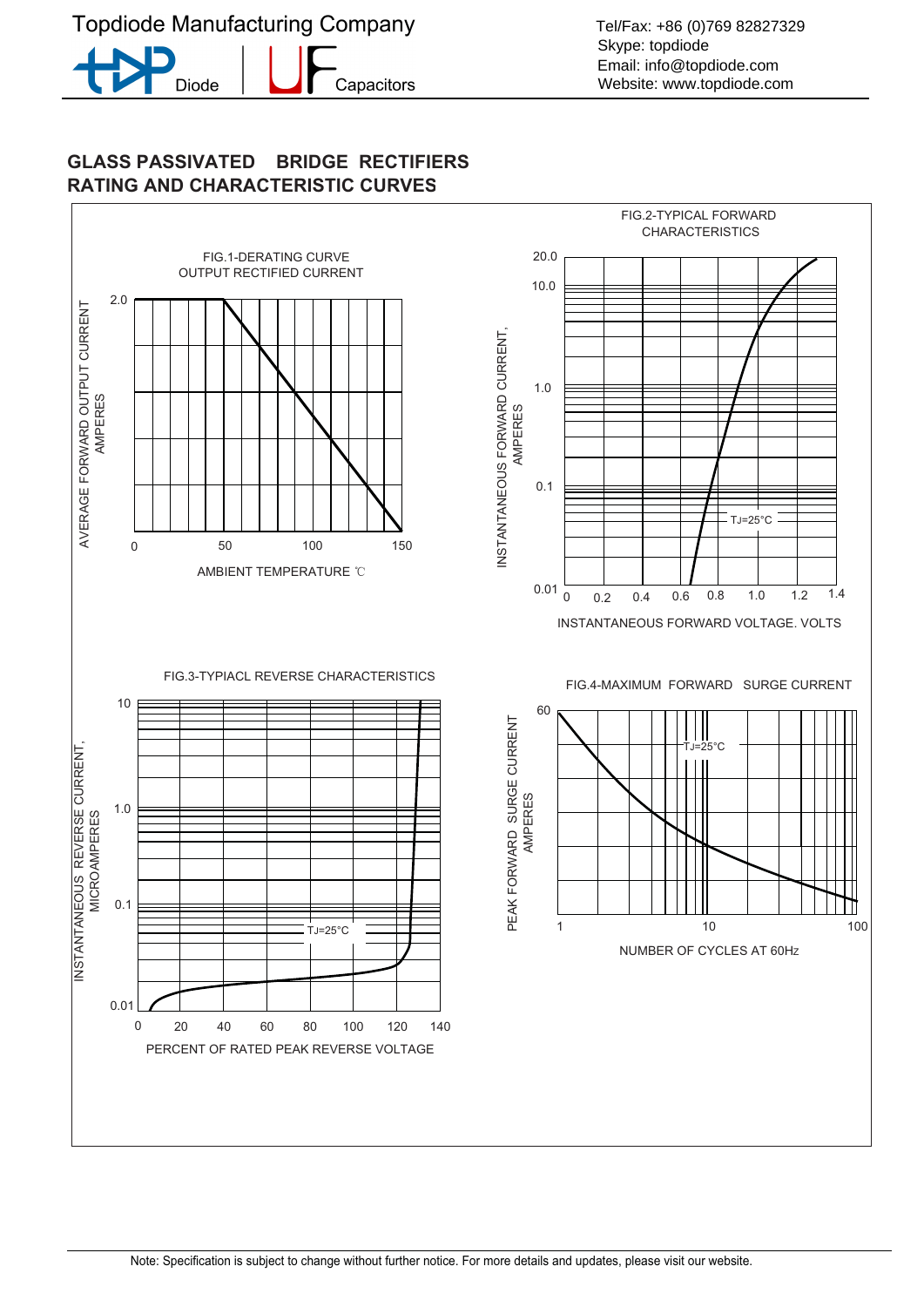# GLASS PASSIVATED BRIDGE RECTIFIERS
## RATING AND CHARACTERISTIC CURVES

FIG.1-DERATING CURVE
OUTPUT RECTIFIED CURRENT

AVERAGE FORWARD OUTPUT CURRENT
AMPERES

2.0

0
50
100
150

AMBIENT TEMPERATURE ℃

FIG.2-TYPICAL FORWARD
CHARACTERISTICS

INSTANTANEOUS FORWARD CURRENT,
AMPERES

20.0
10.0
1.0
0.1
0.01

TJ=25°C

0
0.2
0.4
0.6
0.8
1.0
1.2
1.4

INSTANTANEOUS FORWARD VOLTAGE. VOLTS

FIG.3-TYPIACL REVERSE CHARACTERISTICS

INSTANTANEOUS REVERSE CURRENT,
MICROAMPERES

10
1.0
0.1
0.01

TJ=25°C

0
20
40
60
80
100
120
140

PERCENT OF RATED PEAK REVERSE VOLTAGE

FIG.4-MAXIMUM FORWARD SURGE CURRENT

PEAK FORWARD SURGE CURRENT
AMPERES

60

TJ=25°C

1
10
100

NUMBER OF CYCLES AT 60Hz

Note: Specification is subject to change without further notice. For more details and updates, please visit our website.